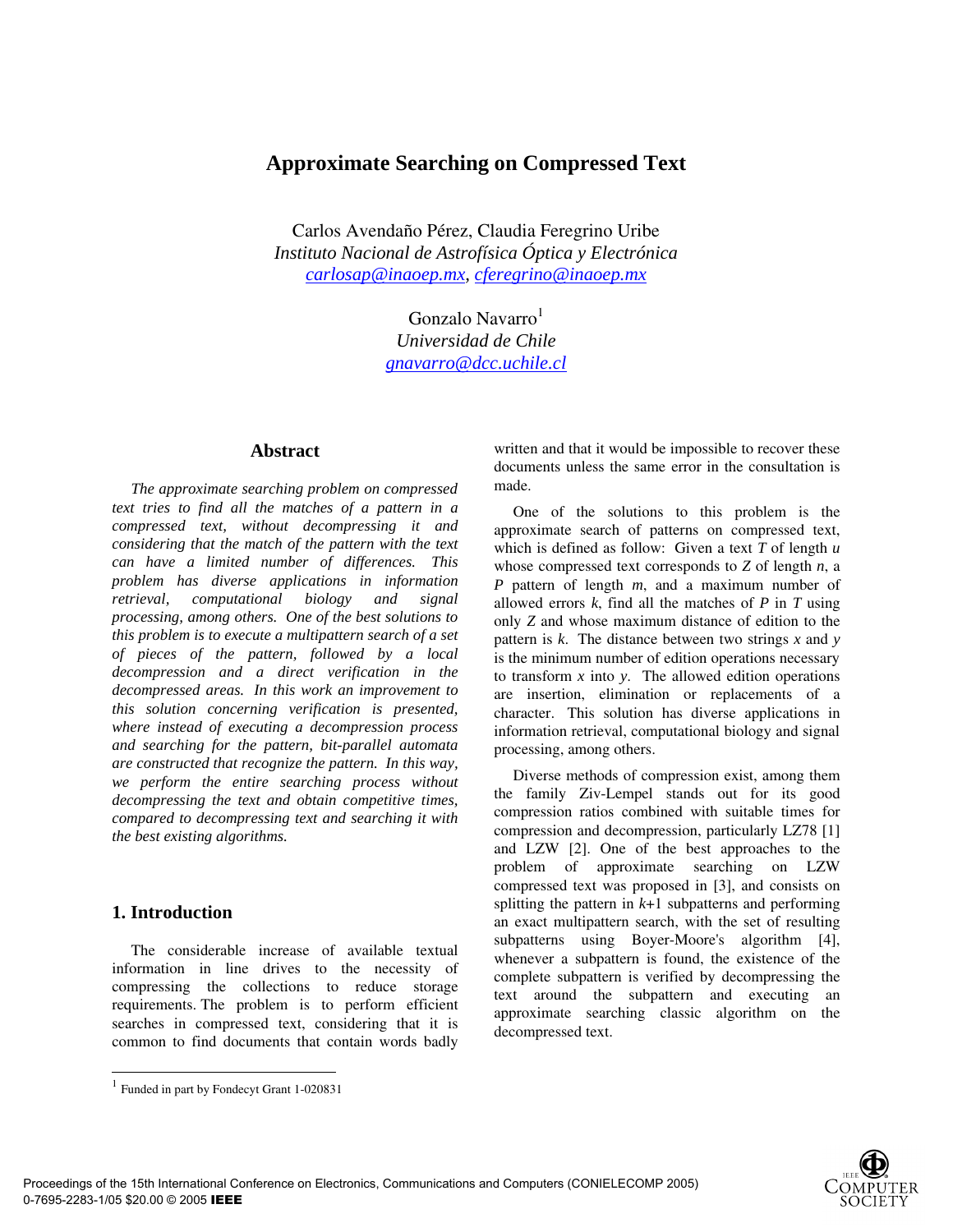# Approximate Searching on Compressed Text

Carlos Avendaño Pérez, Claudia Feregrino Uribe
*Instituto Nacional de Astrofísica Óptica y Electrónica*
carlosap@inaoep.mx, cferegrino@inaoep.mx

Gonzalo Navarro[1]
*Universidad de Chile*
gnavarro@dcc.uchile.cl

## Abstract

*The approximate searching problem on compressed text tries to find all the matches of a pattern in a compressed text, without decompressing it and considering that the match of the pattern with the text can have a limited number of differences. This problem has diverse applications in information retrieval, computational biology and signal processing, among others. One of the best solutions to this problem is to execute a multipattern search of a set of pieces of the pattern, followed by a local decompression and a direct verification in the decompressed areas. In this work an improvement to this solution concerning verification is presented, where instead of executing a decompression process and searching for the pattern, bit-parallel automata are constructed that recognize the pattern. In this way, we perform the entire searching process without decompressing the text and obtain competitive times, compared to decompressing text and searching it with the best existing algorithms.*

## 1. Introduction

The considerable increase of available textual information in line drives to the necessity of compressing the collections to reduce storage requirements. The problem is to perform efficient searches in compressed text, considering that it is common to find documents that contain words badly written and that it would be impossible to recover these documents unless the same error in the consultation is made.

One of the solutions to this problem is the approximate search of patterns on compressed text, which is defined as follow: Given a text $T$ of length $u$ whose compressed text corresponds to $Z$ of length $n$, a $P$ pattern of length $m$, and a maximum number of allowed errors $k$, find all the matches of $P$ in $T$ using only $Z$ and whose maximum distance of edition to the pattern is $k$. The distance between two strings $x$ and $y$ is the minimum number of edition operations necessary to transform $x$ into $y$. The allowed edition operations are insertion, elimination or replacements of a character. This solution has diverse applications in information retrieval, computational biology and signal processing, among others.

Diverse methods of compression exist, among them the family Ziv-Lempel stands out for its good compression ratios combined with suitable times for compression and decompression, particularly LZ78 [1] and LZW [2]. One of the best approaches to the problem of approximate searching on LZW compressed text was proposed in [3], and consists on splitting the pattern in $k$+1 subpatterns and performing an exact multipattern search, with the set of resulting subpatterns using Boyer-Moore's algorithm [4], whenever a subpattern is found, the existence of the complete subpattern is verified by decompressing the text around the subpattern and executing an approximate searching classic algorithm on the decompressed text.

[1] Funded in part by Fondecyt Grant 1-020831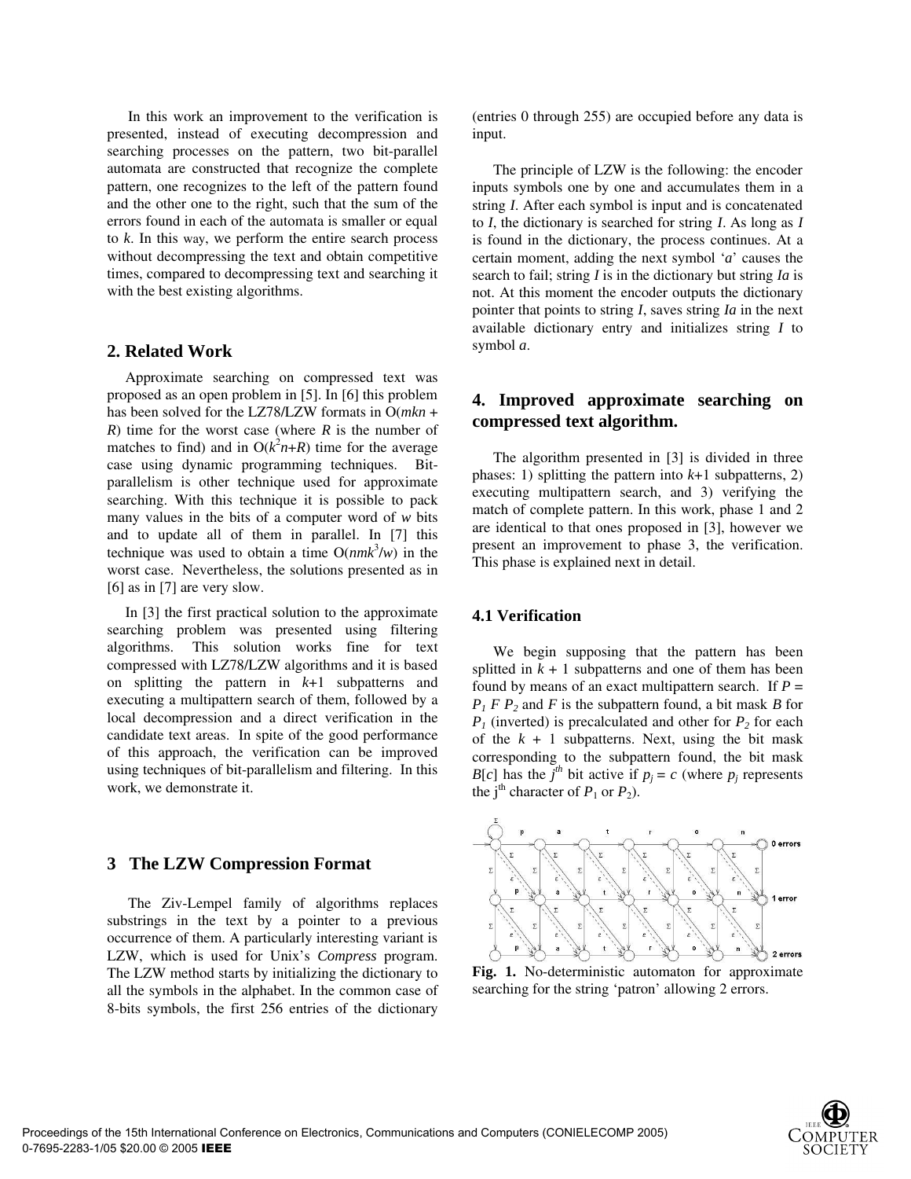In this work an improvement to the verification is presented, instead of executing decompression and searching processes on the pattern, two bit-parallel automata are constructed that recognize the complete pattern, one recognizes to the left of the pattern found and the other one to the right, such that the sum of the errors found in each of the automata is smaller or equal to $k$. In this way, we perform the entire search process without decompressing the text and obtain competitive times, compared to decompressing text and searching it with the best existing algorithms.

## 2. Related Work

Approximate searching on compressed text was proposed as an open problem in [5]. In [6] this problem has been solved for the LZ78/LZW formats in $O(mkn + R)$ time for the worst case (where $R$ is the number of matches to find) and in $O(k^2n+R)$ time for the average case using dynamic programming techniques. Bit-parallelism is other technique used for approximate searching. With this technique it is possible to pack many values in the bits of a computer word of $w$ bits and to update all of them in parallel. In [7] this technique was used to obtain a time $O(nmk^3/w)$ in the worst case. Nevertheless, the solutions presented as in [6] as in [7] are very slow.

In [3] the first practical solution to the approximate searching problem was presented using filtering algorithms. This solution works fine for text compressed with LZ78/LZW algorithms and it is based on splitting the pattern in $k$+1 subpatterns and executing a multipattern search of them, followed by a local decompression and a direct verification in the candidate text areas. In spite of the good performance of this approach, the verification can be improved using techniques of bit-parallelism and filtering. In this work, we demonstrate it.

## 3 The LZW Compression Format

The Ziv-Lempel family of algorithms replaces substrings in the text by a pointer to a previous occurrence of them. A particularly interesting variant is LZW, which is used for Unix's *Compress* program. The LZW method starts by initializing the dictionary to all the symbols in the alphabet. In the common case of 8-bits symbols, the first 256 entries of the dictionary (entries 0 through 255) are occupied before any data is input.

The principle of LZW is the following: the encoder inputs symbols one by one and accumulates them in a string $I$. After each symbol is input and is concatenated to $I$, the dictionary is searched for string $I$. As long as $I$ is found in the dictionary, the process continues. At a certain moment, adding the next symbol '$a$' causes the search to fail; string $I$ is in the dictionary but string $Ia$ is not. At this moment the encoder outputs the dictionary pointer that points to string $I$, saves string $Ia$ in the next available dictionary entry and initializes string $I$ to symbol $a$.

## 4. Improved approximate searching on compressed text algorithm.

The algorithm presented in [3] is divided in three phases: 1) splitting the pattern into $k$+1 subpatterns, 2) executing multipattern search, and 3) verifying the match of complete pattern. In this work, phase 1 and 2 are identical to that ones proposed in [3], however we present an improvement to phase 3, the verification. This phase is explained next in detail.

### 4.1 Verification

We begin supposing that the pattern has been splitted in $k + 1$ subpatterns and one of them has been found by means of an exact multipattern search. If $P = P_1 F P_2$ and $F$ is the subpattern found, a bit mask $B$ for $P_1$ (inverted) is precalculated and other for $P_2$ for each of the $k + 1$ subpatterns. Next, using the bit mask corresponding to the subpattern found, the bit mask $B[c]$ has the $j^{th}$ bit active if $p_j = c$ (where $p_j$ represents the j[th] character of $P_1$ or $P_2$).

**Fig. 1.** No-deterministic automaton for approximate searching for the string 'patron' allowing 2 errors.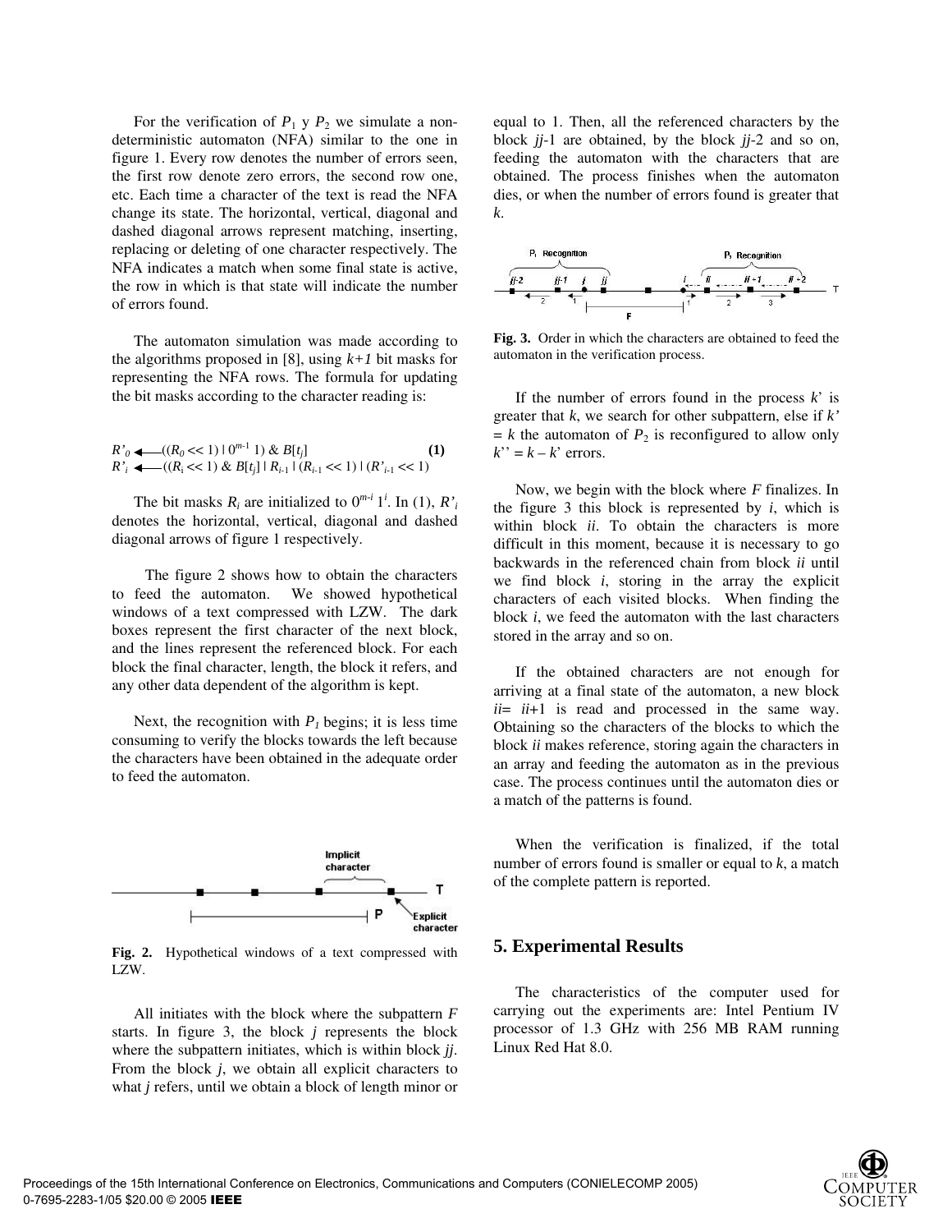For the verification of $P_1$ y $P_2$ we simulate a non-deterministic automaton (NFA) similar to the one in figure 1. Every row denotes the number of errors seen, the first row denote zero errors, the second row one, etc. Each time a character of the text is read the NFA change its state. The horizontal, vertical, diagonal and dashed diagonal arrows represent matching, inserting, replacing or deleting of one character respectively. The NFA indicates a match when some final state is active, the row in which is that state will indicate the number of errors found.

The automaton simulation was made according to the algorithms proposed in [8], using $k+1$ bit masks for representing the NFA rows. The formula for updating the bit masks according to the character reading is:

$$R'_0 \longleftarrow ((R_0 << 1) \mid 0^{m-1}\,1)\ \&\ B[t_j] \quad \textbf{(1)}$$
$$R'_i \longleftarrow ((R_i << 1)\ \&\ B[t_j] \mid R_{i-1} \mid (R_{i-1} << 1) \mid (R'_{i-1} << 1)$$

The bit masks $R_i$ are initialized to $0^{m-i}\,1^i$. In (1), $R'_i$ denotes the horizontal, vertical, diagonal and dashed diagonal arrows of figure 1 respectively.

The figure 2 shows how to obtain the characters to feed the automaton. We showed hypothetical windows of a text compressed with LZW. The dark boxes represent the first character of the next block, and the lines represent the referenced block. For each block the final character, length, the block it refers, and any other data dependent of the algorithm is kept.

Next, the recognition with $P_1$ begins; it is less time consuming to verify the blocks towards the left because the characters have been obtained in the adequate order to feed the automaton.

**Fig. 2.** Hypothetical windows of a text compressed with LZW.

All initiates with the block where the subpattern $F$ starts. In figure 3, the block $j$ represents the block where the subpattern initiates, which is within block $jj$. From the block $j$, we obtain all explicit characters to what $j$ refers, until we obtain a block of length minor or equal to 1. Then, all the referenced characters by the block $jj$-1 are obtained, by the block $jj$-2 and so on, feeding the automaton with the characters that are obtained. The process finishes when the automaton dies, or when the number of errors found is greater that $k$.

**Fig. 3.** Order in which the characters are obtained to feed the automaton in the verification process.

If the number of errors found in the process $k$' is greater that $k$, we search for other subpattern, else if $k' = k$ the automaton of $P_2$ is reconfigured to allow only $k'' = k - k'$ errors.

Now, we begin with the block where $F$ finalizes. In the figure 3 this block is represented by $i$, which is within block $ii$. To obtain the characters is more difficult in this moment, because it is necessary to go backwards in the referenced chain from block $ii$ until we find block $i$, storing in the array the explicit characters of each visited blocks. When finding the block $i$, we feed the automaton with the last characters stored in the array and so on.

If the obtained characters are not enough for arriving at a final state of the automaton, a new block $ii$= $ii$+1 is read and processed in the same way. Obtaining so the characters of the blocks to which the block $ii$ makes reference, storing again the characters in an array and feeding the automaton as in the previous case. The process continues until the automaton dies or a match of the patterns is found.

When the verification is finalized, if the total number of errors found is smaller or equal to $k$, a match of the complete pattern is reported.

## 5. Experimental Results

The characteristics of the computer used for carrying out the experiments are: Intel Pentium IV processor of 1.3 GHz with 256 MB RAM running Linux Red Hat 8.0.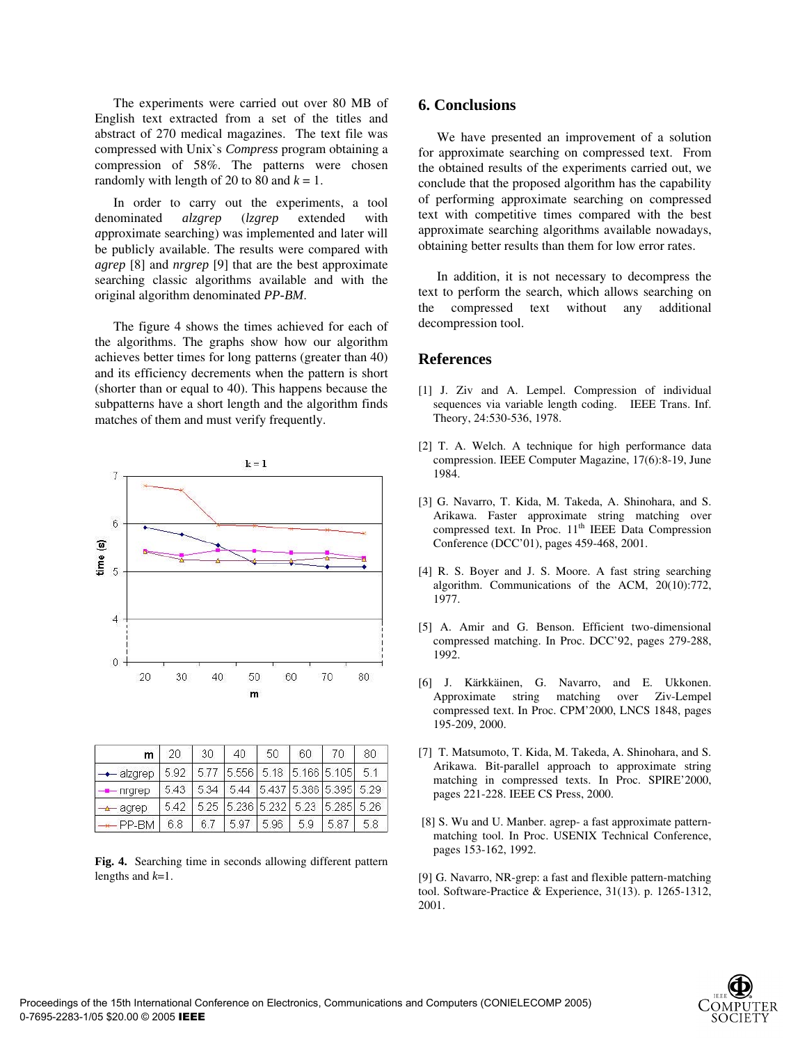The experiments were carried out over 80 MB of English text extracted from a set of the titles and abstract of 270 medical magazines. The text file was compressed with Unix`s *Compress* program obtaining a compression of 58%. The patterns were chosen randomly with length of 20 to 80 and $k = 1$.

In order to carry out the experiments, a tool denominated *alzgrep* (*lzgrep* extended with *a*pproximate searching) was implemented and later will be publicly available. The results were compared with *agrep* [8] and *nrgrep* [9] that are the best approximate searching classic algorithms available and with the original algorithm denominated *PP-BM*.

The figure 4 shows the times achieved for each of the algorithms. The graphs show how our algorithm achieves better times for long patterns (greater than 40) and its efficiency decrements when the pattern is short (shorter than or equal to 40). This happens because the subpatterns have a short length and the algorithm finds matches of them and must verify frequently.

k = 1

time (s)

m

| m | 20 | 30 | 40 | 50 | 60 | 70 | 80 |
|---|---|---|---|---|---|---|---|
| alzgrep | 5.92 | 5.77 | 5.556 | 5.18 | 5.166 | 5.105 | 5.1 |
| nrgrep | 5.43 | 5.34 | 5.44 | 5.437 | 5.386 | 5.395 | 5.29 |
| agrep | 5.42 | 5.25 | 5.236 | 5.232 | 5.23 | 5.285 | 5.26 |
| PP-BM | 6.8 | 6.7 | 5.97 | 5.96 | 5.9 | 5.87 | 5.8 |

**Fig. 4.** Searching time in seconds allowing different pattern lengths and $k$=1.

## 6. Conclusions

We have presented an improvement of a solution for approximate searching on compressed text. From the obtained results of the experiments carried out, we conclude that the proposed algorithm has the capability of performing approximate searching on compressed text with competitive times compared with the best approximate searching algorithms available nowadays, obtaining better results than them for low error rates.

In addition, it is not necessary to decompress the text to perform the search, which allows searching on the compressed text without any additional decompression tool.

## References

[1] J. Ziv and A. Lempel. Compression of individual sequences via variable length coding. IEEE Trans. Inf. Theory, 24:530-536, 1978.

[2] T. A. Welch. A technique for high performance data compression. IEEE Computer Magazine, 17(6):8-19, June 1984.

[3] G. Navarro, T. Kida, M. Takeda, A. Shinohara, and S. Arikawa. Faster approximate string matching over compressed text. In Proc. 11th IEEE Data Compression Conference (DCC'01), pages 459-468, 2001.

[4] R. S. Boyer and J. S. Moore. A fast string searching algorithm. Communications of the ACM, 20(10):772, 1977.

[5] A. Amir and G. Benson. Efficient two-dimensional compressed matching. In Proc. DCC'92, pages 279-288, 1992.

[6] J. Kärkkäinen, G. Navarro, and E. Ukkonen. Approximate string matching over Ziv-Lempel compressed text. In Proc. CPM'2000, LNCS 1848, pages 195-209, 2000.

[7] T. Matsumoto, T. Kida, M. Takeda, A. Shinohara, and S. Arikawa. Bit-parallel approach to approximate string matching in compressed texts. In Proc. SPIRE'2000, pages 221-228. IEEE CS Press, 2000.

[8] S. Wu and U. Manber. agrep- a fast approximate pattern-matching tool. In Proc. USENIX Technical Conference, pages 153-162, 1992.

[9] G. Navarro, NR-grep: a fast and flexible pattern-matching tool. Software-Practice & Experience, 31(13). p. 1265-1312, 2001.